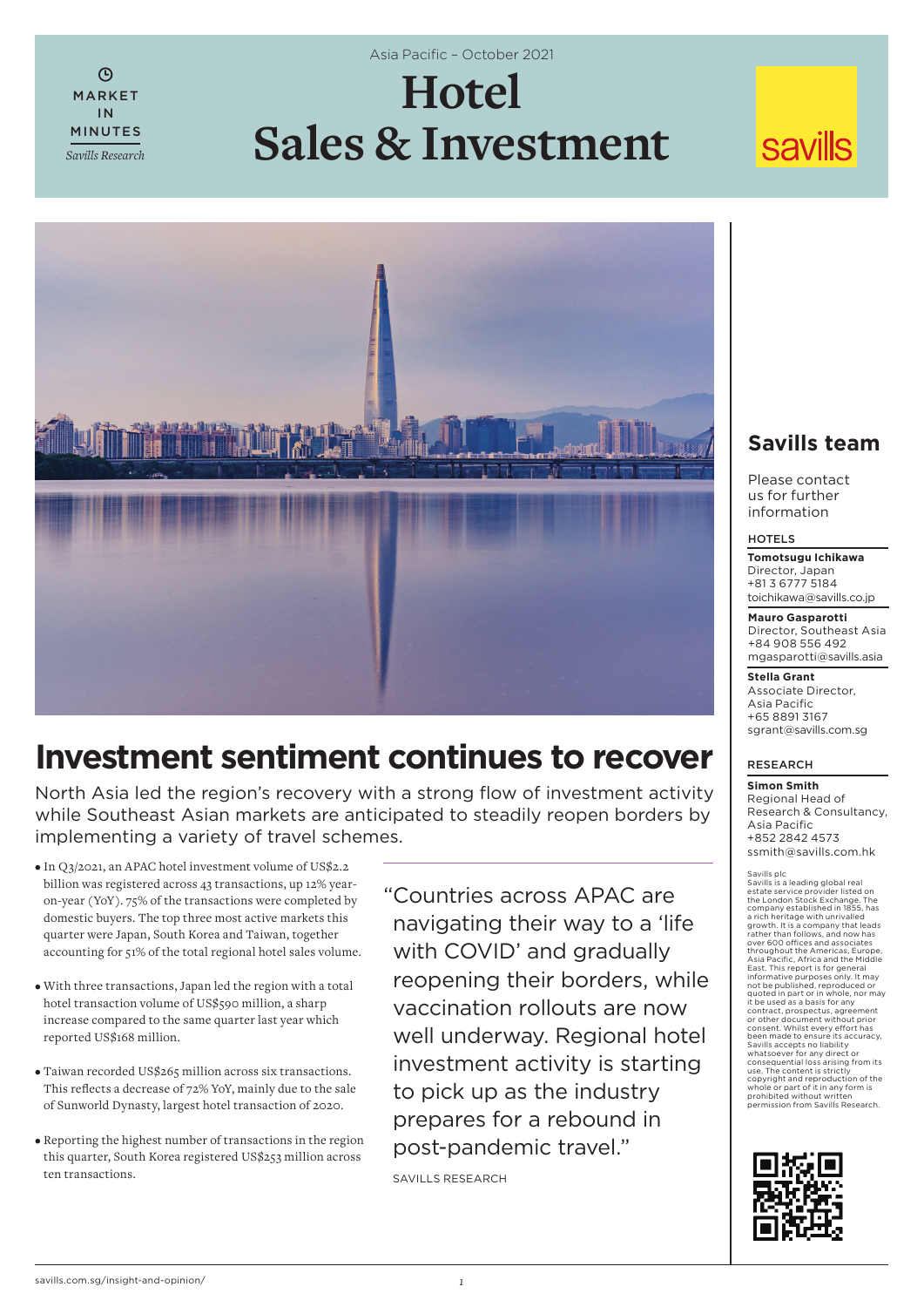MARKET IN MINUTES

*Savills Research*

Asia Pacific – October 2021

# Hotel Sales & Investment

savills

## Investment sentiment continues to recover

North Asia led the region's recovery with a strong flow of investment activity while Southeast Asian markets are anticipated to steadily reopen borders by implementing a variety of travel schemes.

- In Q3/2021, an APAC hotel investment volume of US$2.2 billion was registered across 43 transactions, up 12% year-on-year (YoY). 75% of the transactions were completed by domestic buyers. The top three most active markets this quarter were Japan, South Korea and Taiwan, together accounting for 51% of the total regional hotel sales volume.
- With three transactions, Japan led the region with a total hotel transaction volume of US$590 million, a sharp increase compared to the same quarter last year which reported US$168 million.
- Taiwan recorded US$265 million across six transactions. This reflects a decrease of 72% YoY, mainly due to the sale of Sunworld Dynasty, largest hotel transaction of 2020.
- Reporting the highest number of transactions in the region this quarter, South Korea registered US$253 million across ten transactions.

> "Countries across APAC are navigating their way to a 'life with COVID' and gradually reopening their borders, while vaccination rollouts are now well underway. Regional hotel investment activity is starting to pick up as the industry prepares for a rebound in post-pandemic travel."
>
> SAVILLS RESEARCH

## Savills team

Please contact us for further information

**HOTELS**

**Tomotsugu Ichikawa**
Director, Japan
+81 3 6777 5184
toichikawa@savills.co.jp

**Mauro Gasparotti**
Director, Southeast Asia
+84 908 556 492
mgasparotti@savills.asia

**Stella Grant**
Associate Director, Asia Pacific
+65 8891 3167
sgrant@savills.com.sg

**RESEARCH**

**Simon Smith**
Regional Head of Research & Consultancy, Asia Pacific
+852 2842 4573
ssmith@savills.com.hk

Savills plc
Savills is a leading global real estate service provider listed on the London Stock Exchange. The company established in 1855, has a rich heritage with unrivalled growth. It is a company that leads rather than follows, and now has over 600 offices and associates throughout the Americas, Europe, Asia Pacific, Africa and the Middle East. This report is for general informative purposes only. It may not be published, reproduced or quoted in part or in whole, nor may it be used as a basis for any contract, prospectus, agreement or other document without prior consent. Whilst every effort has been made to ensure its accuracy, Savills accepts no liability whatsoever for any direct or consequential loss arising from its use. The content is strictly copyright and reproduction of the whole or part of it in any form is prohibited without written permission from Savills Research.

savills.com.sg/insight-and-opinion/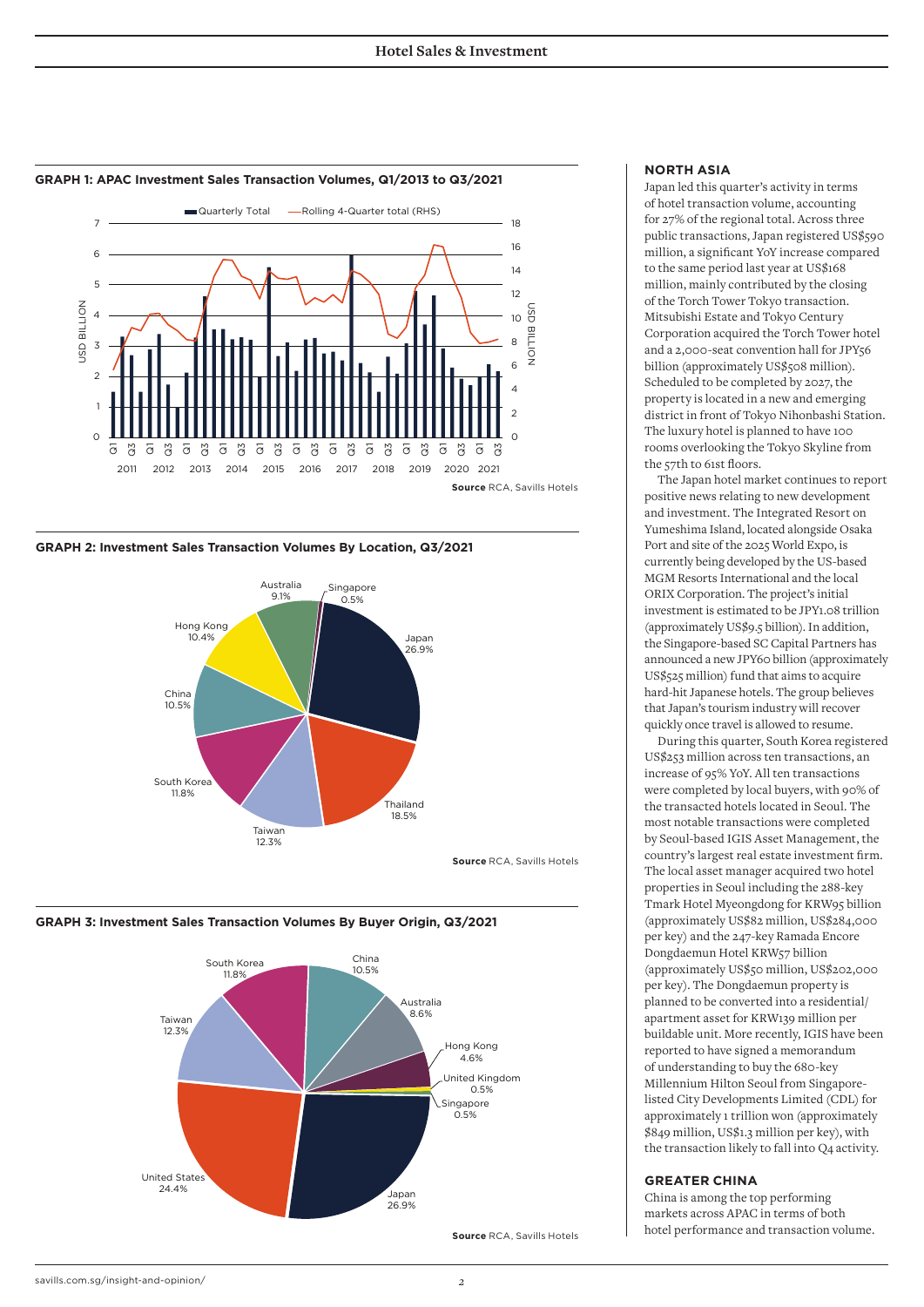**GRAPH 1: APAC Investment Sales Transaction Volumes, Q1/2013 to Q3/2021**

Source RCA, Savills Hotels

**GRAPH 2: Investment Sales Transaction Volumes By Location, Q3/2021**

| Location | Share |
|---|---|
| Japan | 26.9% |
| Thailand | 18.5% |
| Taiwan | 12.3% |
| South Korea | 11.8% |
| China | 10.5% |
| Hong Kong | 10.4% |
| Australia | 9.1% |
| Singapore | 0.5% |

Source RCA, Savills Hotels

**GRAPH 3: Investment Sales Transaction Volumes By Buyer Origin, Q3/2021**

| Buyer Origin | Share |
|---|---|
| Japan | 26.9% |
| United States | 24.4% |
| Taiwan | 12.3% |
| South Korea | 11.8% |
| China | 10.5% |
| Australia | 8.6% |
| Hong Kong | 4.6% |
| United Kingdom | 0.5% |
| Singapore | 0.5% |

Source RCA, Savills Hotels

## NORTH ASIA

Japan led this quarter's activity in terms of hotel transaction volume, accounting for 27% of the regional total. Across three public transactions, Japan registered US$590 million, a significant YoY increase compared to the same period last year at US$168 million, mainly contributed by the closing of the Torch Tower Tokyo transaction. Mitsubishi Estate and Tokyo Century Corporation acquired the Torch Tower hotel and a 2,000-seat convention hall for JPY56 billion (approximately US$508 million). Scheduled to be completed by 2027, the property is located in a new and emerging district in front of Tokyo Nihonbashi Station. The luxury hotel is planned to have 100 rooms overlooking the Tokyo Skyline from the 57th to 61st floors.

The Japan hotel market continues to report positive news relating to new development and investment. The Integrated Resort on Yumeshima Island, located alongside Osaka Port and site of the 2025 World Expo, is currently being developed by the US-based MGM Resorts International and the local ORIX Corporation. The project's initial investment is estimated to be JPY1.08 trillion (approximately US$9.5 billion). In addition, the Singapore-based SC Capital Partners has announced a new JPY60 billion (approximately US$525 million) fund that aims to acquire hard-hit Japanese hotels. The group believes that Japan's tourism industry will recover quickly once travel is allowed to resume.

During this quarter, South Korea registered US$253 million across ten transactions, an increase of 95% YoY. All ten transactions were completed by local buyers, with 90% of the transacted hotels located in Seoul. The most notable transactions were completed by Seoul-based IGIS Asset Management, the country's largest real estate investment firm. The local asset manager acquired two hotel properties in Seoul including the 288-key Tmark Hotel Myeongdong for KRW95 billion (approximately US$82 million, US$284,000 per key) and the 247-key Ramada Encore Dongdaemun Hotel KRW57 billion (approximately US$50 million, US$202,000 per key). The Dongdaemun property is planned to be converted into a residential/apartment asset for KRW139 million per buildable unit. More recently, IGIS have been reported to have signed a memorandum of understanding to buy the 680-key Millennium Hilton Seoul from Singapore-listed City Developments Limited (CDL) for approximately 1 trillion won (approximately $849 million, US$1.3 million per key), with the transaction likely to fall into Q4 activity.

## GREATER CHINA

China is among the top performing markets across APAC in terms of both hotel performance and transaction volume.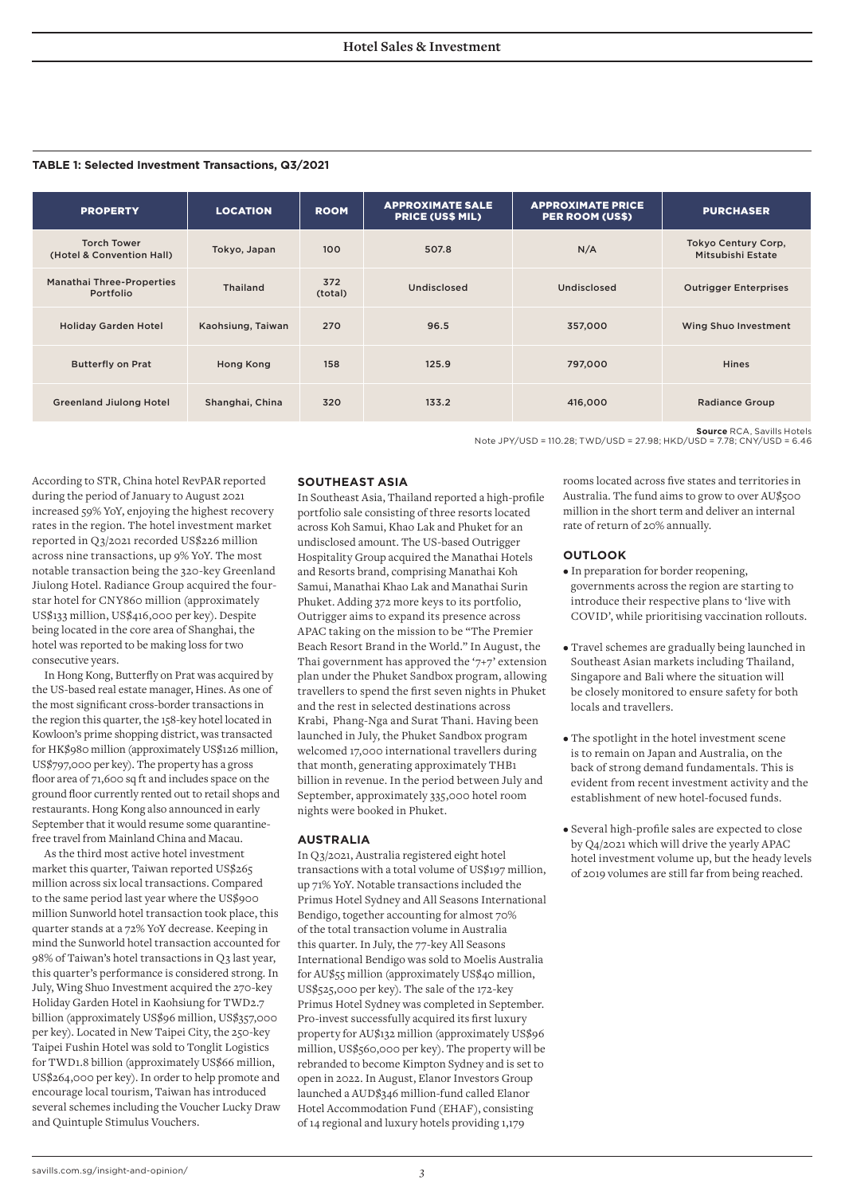**TABLE 1: Selected Investment Transactions, Q3/2021**

| PROPERTY | LOCATION | ROOM | APPROXIMATE SALE PRICE (US$ MIL) | APPROXIMATE PRICE PER ROOM (US$) | PURCHASER |
|---|---|---|---|---|---|
| Torch Tower (Hotel & Convention Hall) | Tokyo, Japan | 100 | 507.8 | N/A | Tokyo Century Corp, Mitsubishi Estate |
| Manathai Three-Properties Portfolio | Thailand | 372 (total) | Undisclosed | Undisclosed | Outrigger Enterprises |
| Holiday Garden Hotel | Kaohsiung, Taiwan | 270 | 96.5 | 357,000 | Wing Shuo Investment |
| Butterfly on Prat | Hong Kong | 158 | 125.9 | 797,000 | Hines |
| Greenland Jiulong Hotel | Shanghai, China | 320 | 133.2 | 416,000 | Radiance Group |

**Source** RCA, Savills Hotels
Note JPY/USD = 110.28; TWD/USD = 27.98; HKD/USD = 7.78; CNY/USD = 6.46

According to STR, China hotel RevPAR reported during the period of January to August 2021 increased 59% YoY, enjoying the highest recovery rates in the region. The hotel investment market reported in Q3/2021 recorded US$226 million across nine transactions, up 9% YoY. The most notable transaction being the 320-key Greenland Jiulong Hotel. Radiance Group acquired the four-star hotel for CNY860 million (approximately US$133 million, US$416,000 per key). Despite being located in the core area of Shanghai, the hotel was reported to be making loss for two consecutive years.

In Hong Kong, Butterfly on Prat was acquired by the US-based real estate manager, Hines. As one of the most significant cross-border transactions in the region this quarter, the 158-key hotel located in Kowloon's prime shopping district, was transacted for HK$980 million (approximately US$126 million, US$797,000 per key). The property has a gross floor area of 71,600 sq ft and includes space on the ground floor currently rented out to retail shops and restaurants. Hong Kong also announced in early September that it would resume some quarantine-free travel from Mainland China and Macau.

As the third most active hotel investment market this quarter, Taiwan reported US$265 million across six local transactions. Compared to the same period last year where the US$900 million Sunworld hotel transaction took place, this quarter stands at a 72% YoY decrease. Keeping in mind the Sunworld hotel transaction accounted for 98% of Taiwan's hotel transactions in Q3 last year, this quarter's performance is considered strong. In July, Wing Shuo Investment acquired the 270-key Holiday Garden Hotel in Kaohsiung for TWD2.7 billion (approximately US$96 million, US$357,000 per key). Located in New Taipei City, the 250-key Taipei Fushin Hotel was sold to Tonglit Logistics for TWD1.8 billion (approximately US$66 million, US$264,000 per key). In order to help promote and encourage local tourism, Taiwan has introduced several schemes including the Voucher Lucky Draw and Quintuple Stimulus Vouchers.

## SOUTHEAST ASIA

In Southeast Asia, Thailand reported a high-profile portfolio sale consisting of three resorts located across Koh Samui, Khao Lak and Phuket for an undisclosed amount. The US-based Outrigger Hospitality Group acquired the Manathai Hotels and Resorts brand, comprising Manathai Koh Samui, Manathai Khao Lak and Manathai Surin Phuket. Adding 372 more keys to its portfolio, Outrigger aims to expand its presence across APAC taking on the mission to be "The Premier Beach Resort Brand in the World." In August, the Thai government has approved the '7+7' extension plan under the Phuket Sandbox program, allowing travellers to spend the first seven nights in Phuket and the rest in selected destinations across Krabi, Phang-Nga and Surat Thani. Having been launched in July, the Phuket Sandbox program welcomed 17,000 international travellers during that month, generating approximately THB1 billion in revenue. In the period between July and September, approximately 335,000 hotel room nights were booked in Phuket.

## AUSTRALIA

In Q3/2021, Australia registered eight hotel transactions with a total volume of US$197 million, up 71% YoY. Notable transactions included the Primus Hotel Sydney and All Seasons International Bendigo, together accounting for almost 70% of the total transaction volume in Australia this quarter. In July, the 77-key All Seasons International Bendigo was sold to Moelis Australia for AU$55 million (approximately US$40 million, US$525,000 per key). The sale of the 172-key Primus Hotel Sydney was completed in September. Pro-invest successfully acquired its first luxury property for AU$132 million (approximately US$96 million, US$560,000 per key). The property will be rebranded to become Kimpton Sydney and is set to open in 2022. In August, Elanor Investors Group launched a AUD$346 million-fund called Elanor Hotel Accommodation Fund (EHAF), consisting of 14 regional and luxury hotels providing 1,179 rooms located across five states and territories in Australia. The fund aims to grow to over AU$500 million in the short term and deliver an internal rate of return of 20% annually.

## OUTLOOK

- In preparation for border reopening, governments across the region are starting to introduce their respective plans to 'live with COVID', while prioritising vaccination rollouts.
- Travel schemes are gradually being launched in Southeast Asian markets including Thailand, Singapore and Bali where the situation will be closely monitored to ensure safety for both locals and travellers.
- The spotlight in the hotel investment scene is to remain on Japan and Australia, on the back of strong demand fundamentals. This is evident from recent investment activity and the establishment of new hotel-focused funds.
- Several high-profile sales are expected to close by Q4/2021 which will drive the yearly APAC hotel investment volume up, but the heady levels of 2019 volumes are still far from being reached.